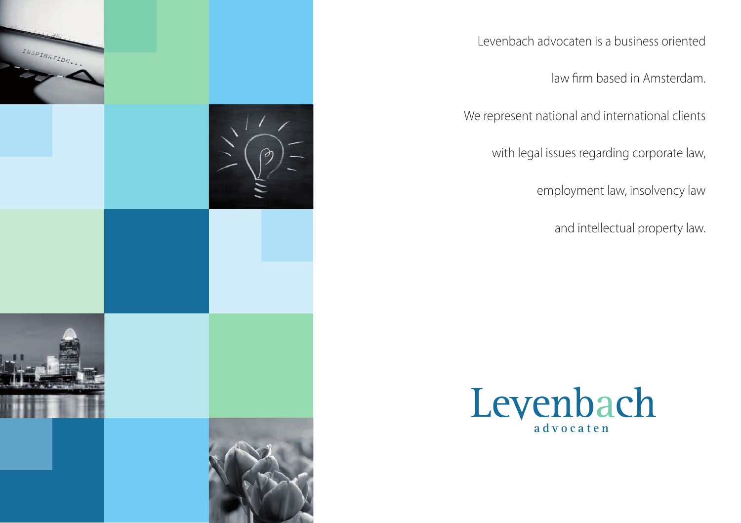Levenbach advocaten is a business oriented law firm based in Amsterdam. We represent national and international clients with legal issues regarding corporate law, employment law, insolvency law and intellectual property law.

Levenbach
advocaten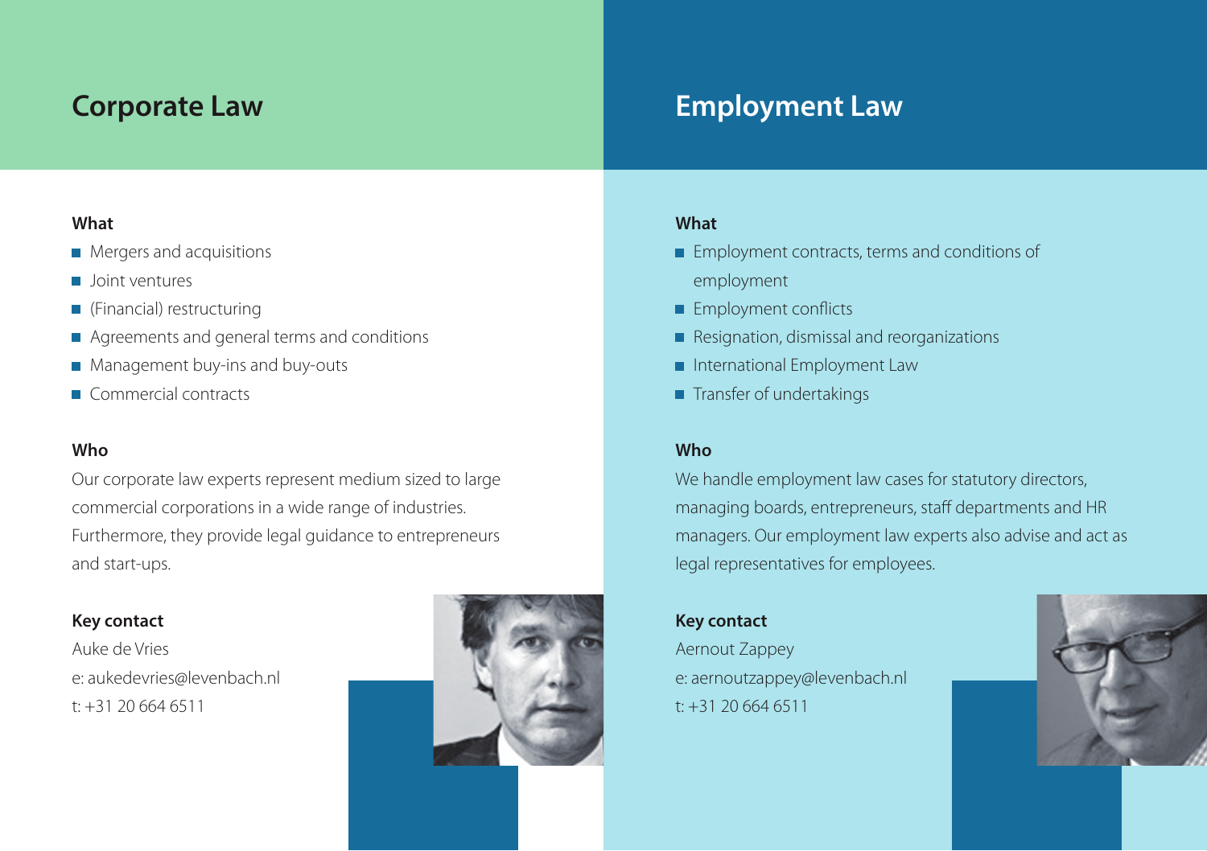## Corporate Law

### What

- Mergers and acquisitions
- Joint ventures
- (Financial) restructuring
- Agreements and general terms and conditions
- Management buy-ins and buy-outs
- Commercial contracts

### Who

Our corporate law experts represent medium sized to large commercial corporations in a wide range of industries. Furthermore, they provide legal guidance to entrepreneurs and start-ups.

### Key contact

Auke de Vries
e: aukedevries@levenbach.nl
t: +31 20 664 6511

## Employment Law

### What

- Employment contracts, terms and conditions of employment
- Employment conflicts
- Resignation, dismissal and reorganizations
- International Employment Law
- Transfer of undertakings

### Who

We handle employment law cases for statutory directors, managing boards, entrepreneurs, staff departments and HR managers. Our employment law experts also advise and act as legal representatives for employees.

### Key contact

Aernout Zappey
e: aernoutzappey@levenbach.nl
t: +31 20 664 6511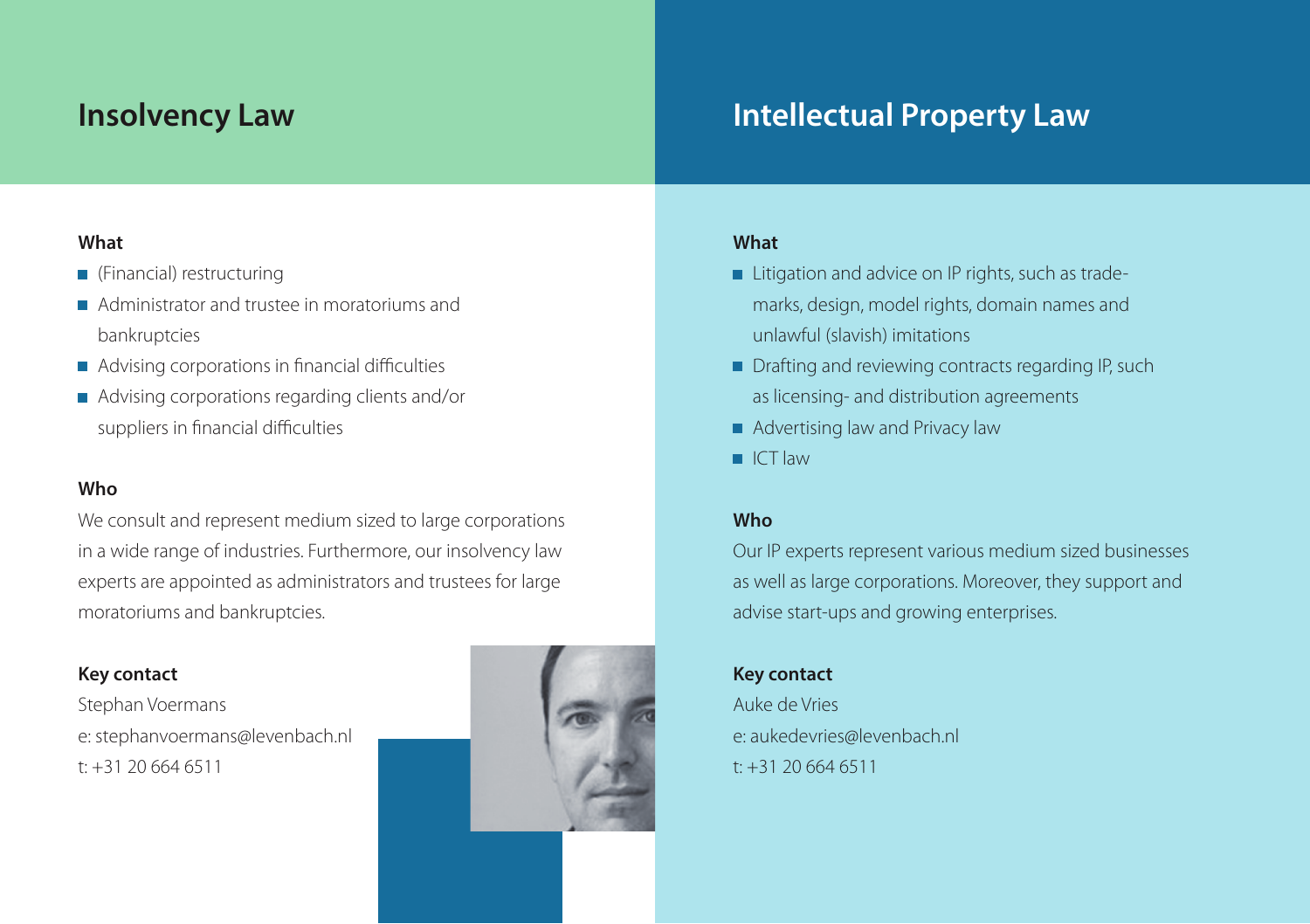# Insolvency Law

**What**

- (Financial) restructuring
- Administrator and trustee in moratoriums and bankruptcies
- Advising corporations in financial difficulties
- Advising corporations regarding clients and/or suppliers in financial difficulties

**Who**

We consult and represent medium sized to large corporations in a wide range of industries. Furthermore, our insolvency law experts are appointed as administrators and trustees for large moratoriums and bankruptcies.

**Key contact**

Stephan Voermans
e: stephanvoermans@levenbach.nl
t: +31 20 664 6511

# Intellectual Property Law

**What**

- Litigation and advice on IP rights, such as trademarks, design, model rights, domain names and unlawful (slavish) imitations
- Drafting and reviewing contracts regarding IP, such as licensing- and distribution agreements
- Advertising law and Privacy law
- ICT law

**Who**

Our IP experts represent various medium sized businesses as well as large corporations. Moreover, they support and advise start-ups and growing enterprises.

**Key contact**

Auke de Vries
e: aukedevries@levenbach.nl
t: +31 20 664 6511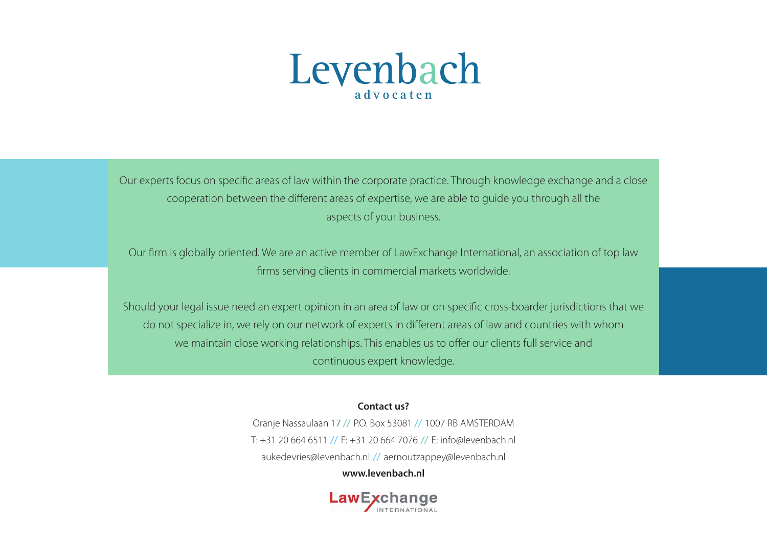# Levenbach
advocaten

Our experts focus on specific areas of law within the corporate practice. Through knowledge exchange and a close cooperation between the different areas of expertise, we are able to guide you through all the aspects of your business.

Our firm is globally oriented. We are an active member of LawExchange International, an association of top law firms serving clients in commercial markets worldwide.

Should your legal issue need an expert opinion in an area of law or on specific cross-boarder jurisdictions that we do not specialize in, we rely on our network of experts in different areas of law and countries with whom we maintain close working relationships. This enables us to offer our clients full service and continuous expert knowledge.

**Contact us?**

Oranje Nassaulaan 17 // P.O. Box 53081 // 1007 RB AMSTERDAM

T: +31 20 664 6511 // F: +31 20 664 7076 // E: info@levenbach.nl

aukedevries@levenbach.nl // aernoutzappey@levenbach.nl

**www.levenbach.nl**

LawExchange INTERNATIONAL